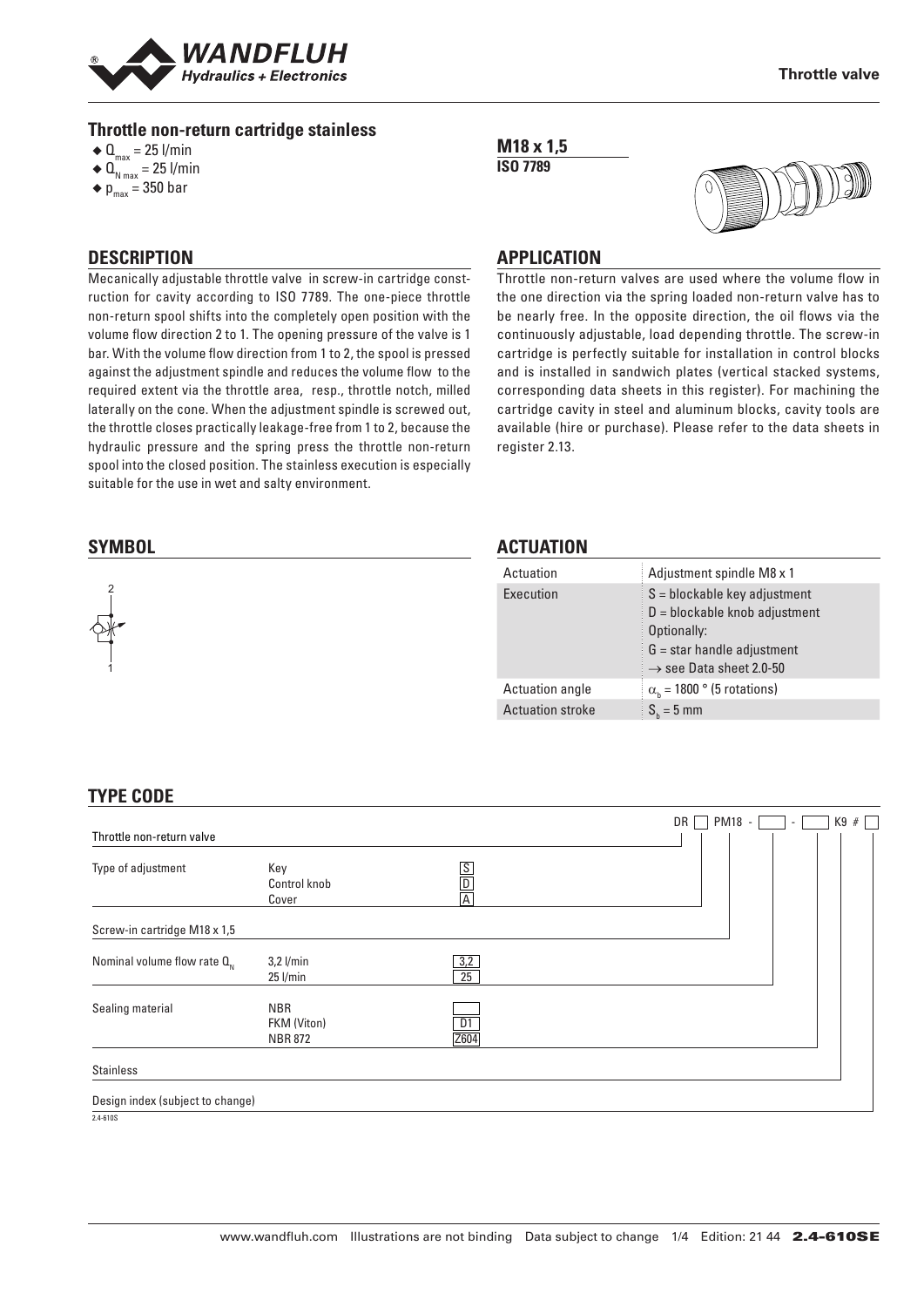## Throttle non-return cartridge stainless

- $Q_{max}$ = 25 l/min
- $Q_{N\,max}$ = 25 l/min
- $p_{max}$ = 350 bar

**M18 x 1,5**
**ISO 7789**

## DESCRIPTION

Mecanically adjustable throttle valve in screw-in cartridge construction for cavity according to ISO 7789. The one-piece throttle non-return spool shifts into the completely open position with the volume flow direction 2 to 1. The opening pressure of the valve is 1 bar. With the volume flow direction from 1 to 2, the spool is pressed against the adjustment spindle and reduces the volume flow to the required extent via the throttle area, resp., throttle notch, milled laterally on the cone. When the adjustment spindle is screwed out, the throttle closes practically leakage-free from 1 to 2, because the hydraulic pressure and the spring press the throttle non-return spool into the closed position. The stainless execution is especially suitable for the use in wet and salty environment.

## APPLICATION

Throttle non-return valves are used where the volume flow in the one direction via the spring loaded non-return valve has to be nearly free. In the opposite direction, the oil flows via the continuously adjustable, load depending throttle. The screw-in cartridge is perfectly suitable for installation in control blocks and is installed in sandwich plates (vertical stacked systems, corresponding data sheets in this register). For machining the cartridge cavity in steel and aluminum blocks, cavity tools are available (hire or purchase). Please refer to the data sheets in register 2.13.

## SYMBOL

2

1

## ACTUATION

| Actuation | Adjustment spindle M8 x 1 |
|---|---|
| Execution | S = blockable key adjustment<br>D = blockable knob adjustment<br>Optionally:<br>G = star handle adjustment<br>→ see Data sheet 2.0-50 |
| Actuation angle | $\alpha_b$ = 1800 ° (5 rotations) |
| Actuation stroke | $S_b$ = 5 mm |

## TYPE CODE

DR [ ] PM18 - [ ] - [ ] K9 # [ ]

| Throttle non-return valve | | |
|---|---|---|
| Type of adjustment | Key | S |
| | Control knob | D |
| | Cover | A |
| Screw-in cartridge M18 x 1,5 | | |
| Nominal volume flow rate $Q_N$ | 3,2 l/min | 3,2 |
| | 25 l/min | 25 |
| Sealing material | NBR | |
| | FKM (Viton) | D1 |
| | NBR 872 | Z604 |
| Stainless | | |
| Design index (subject to change) | | |

2.4-610S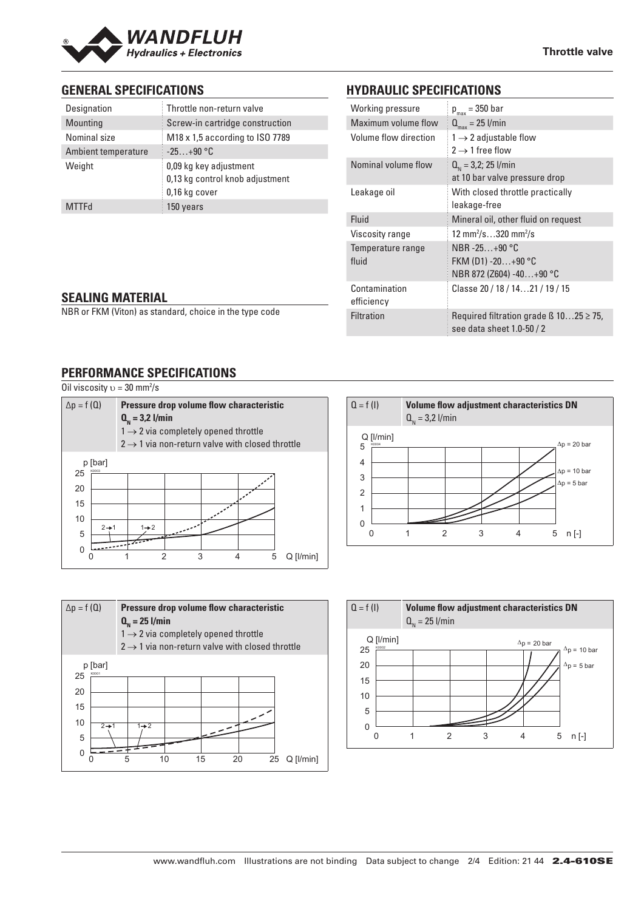## GENERAL SPECIFICATIONS

| Designation | Throttle non-return valve |
|---|---|
| Mounting | Screw-in cartridge construction |
| Nominal size | M18 x 1,5 according to ISO 7789 |
| Ambient temperature | -25…+90 °C |
| Weight | 0,09 kg key adjustment<br>0,13 kg control knob adjustment<br>0,16 kg cover |
| MTTFd | 150 years |

## SEALING MATERIAL

NBR or FKM (Viton) as standard, choice in the type code

## HYDRAULIC SPECIFICATIONS

| Working pressure | $p_{max}$ = 350 bar |
|---|---|
| Maximum volume flow | $Q_{max}$ = 25 l/min |
| Volume flow direction | 1 → 2 adjustable flow<br>2 → 1 free flow |
| Nominal volume flow | $Q_N$ = 3,2; 25 l/min<br>at 10 bar valve pressure drop |
| Leakage oil | With closed throttle practically leakage-free |
| Fluid | Mineral oil, other fluid on request |
| Viscosity range | 12 mm²/s…320 mm²/s |
| Temperature range fluid | NBR -25…+90 °C<br>FKM (D1) -20…+90 °C<br>NBR 872 (Z604) -40…+90 °C |
| Contamination efficiency | Classe 20 / 18 / 14…21 / 19 / 15 |
| Filtration | Required filtration grade ß 10…25 ≥ 75, see data sheet 1.0-50 / 2 |

## PERFORMANCE SPECIFICATIONS

Oil viscosity $\upsilon$ = 30 mm²/s

**$\Delta p = f(Q)$ — Pressure drop volume flow characteristic $Q_N$ = 3,2 l/min**
1 → 2 via completely opened throttle
2 → 1 via non-return valve with closed throttle

**$Q = f(I)$ — Volume flow adjustment characteristics DN $Q_N$ = 3,2 l/min**
Δp = 20 bar, Δp = 10 bar, Δp = 5 bar

**$\Delta p = f(Q)$ — Pressure drop volume flow characteristic $Q_N$ = 25 l/min**
1 → 2 via completely opened throttle
2 → 1 via non-return valve with closed throttle

**$Q = f(I)$ — Volume flow adjustment characteristics DN $Q_N$ = 25 l/min**
Δp = 20 bar, Δp = 10 bar, Δp = 5 bar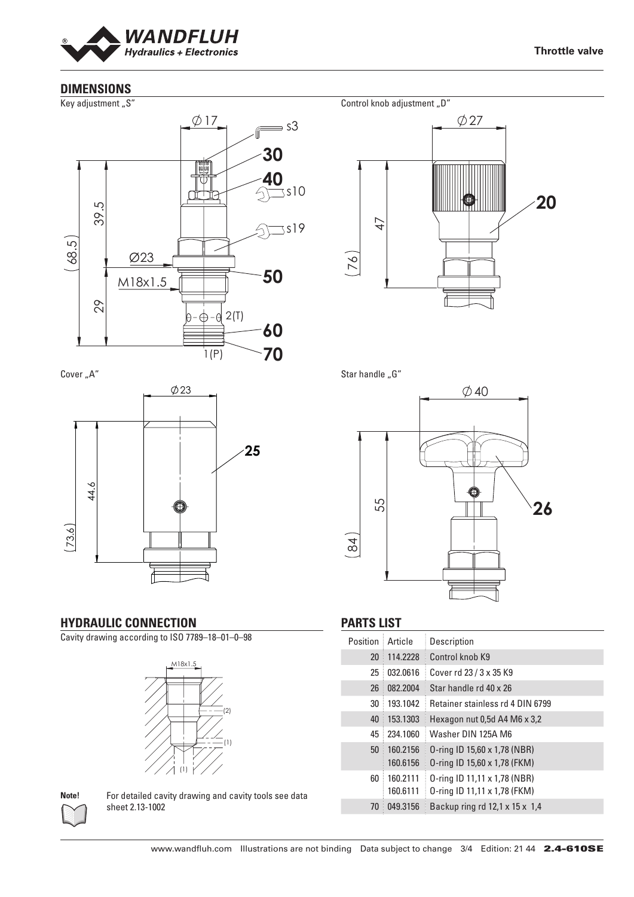## DIMENSIONS

Key adjustment „S"

Control knob adjustment „D"

Cover „A"

Star handle „G"

## HYDRAULIC CONNECTION

Cavity drawing according to ISO 7789–18–01–0–98

**Note!** For detailed cavity drawing and cavity tools see data sheet 2.13-1002

## PARTS LIST

| Position | Article | Description |
|---|---|---|
| 20 | 114.2228 | Control knob K9 |
| 25 | 032.0616 | Cover rd 23 / 3 x 35 K9 |
| 26 | 082.2004 | Star handle rd 40 x 26 |
| 30 | 193.1042 | Retainer stainless rd 4 DIN 6799 |
| 40 | 153.1303 | Hexagon nut 0,5d A4 M6 x 3,2 |
| 45 | 234.1060 | Washer DIN 125A M6 |
| 50 | 160.2156<br>160.6156 | O-ring ID 15,60 x 1,78 (NBR)<br>O-ring ID 15,60 x 1,78 (FKM) |
| 60 | 160.2111<br>160.6111 | O-ring ID 11,11 x 1,78 (NBR)<br>O-ring ID 11,11 x 1,78 (FKM) |
| 70 | 049.3156 | Backup ring rd 12,1 x 15 x 1,4 |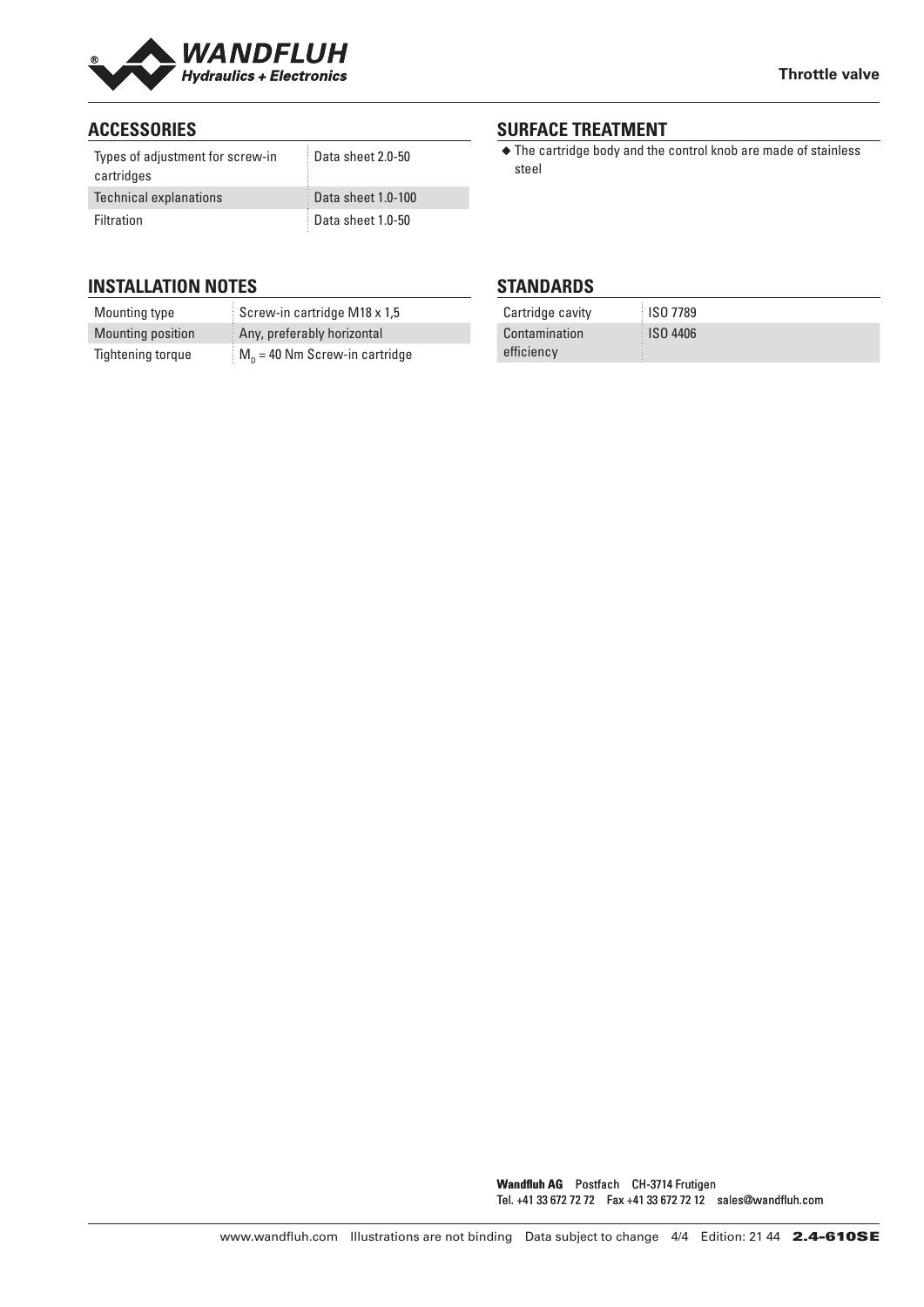## ACCESSORIES

| | |
|---|---|
| Types of adjustment for screw-in cartridges | Data sheet 2.0-50 |
| Technical explanations | Data sheet 1.0-100 |
| Filtration | Data sheet 1.0-50 |

## SURFACE TREATMENT

- The cartridge body and the control knob are made of stainless steel

## INSTALLATION NOTES

| | |
|---|---|
| Mounting type | Screw-in cartridge M18 x 1,5 |
| Mounting position | Any, preferably horizontal |
| Tightening torque | $M_D$ = 40 Nm Screw-in cartridge |

## STANDARDS

| | |
|---|---|
| Cartridge cavity | ISO 7789 |
| Contamination efficiency | ISO 4406 |

**Wandfluh AG** Postfach CH-3714 Frutigen
Tel. +41 33 672 72 72 Fax +41 33 672 72 12 sales@wandfluh.com